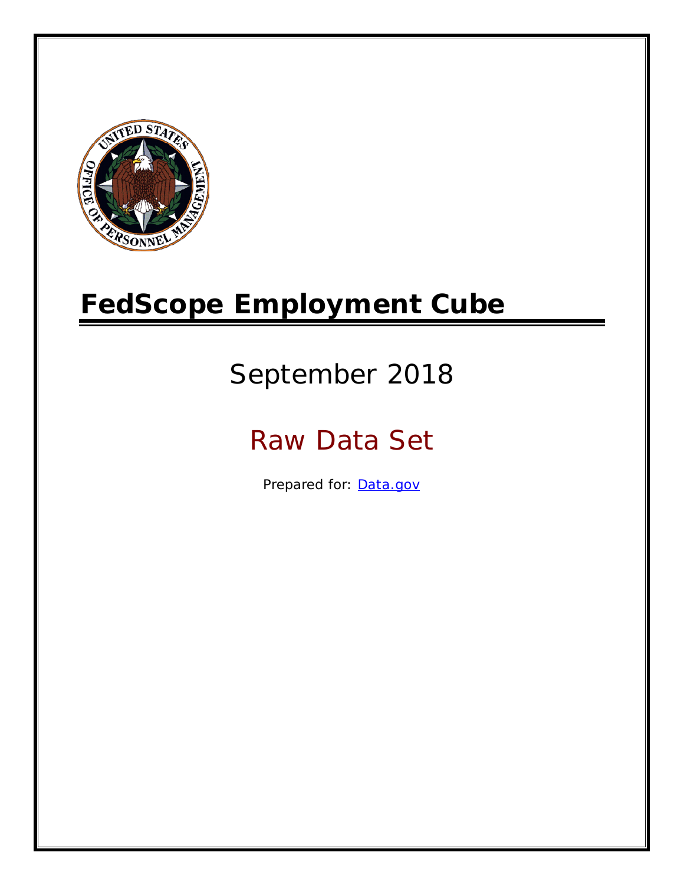# FedScope Employment Cube

September 2018

Raw Data Set

Prepared for: [Data.gov](Data.gov)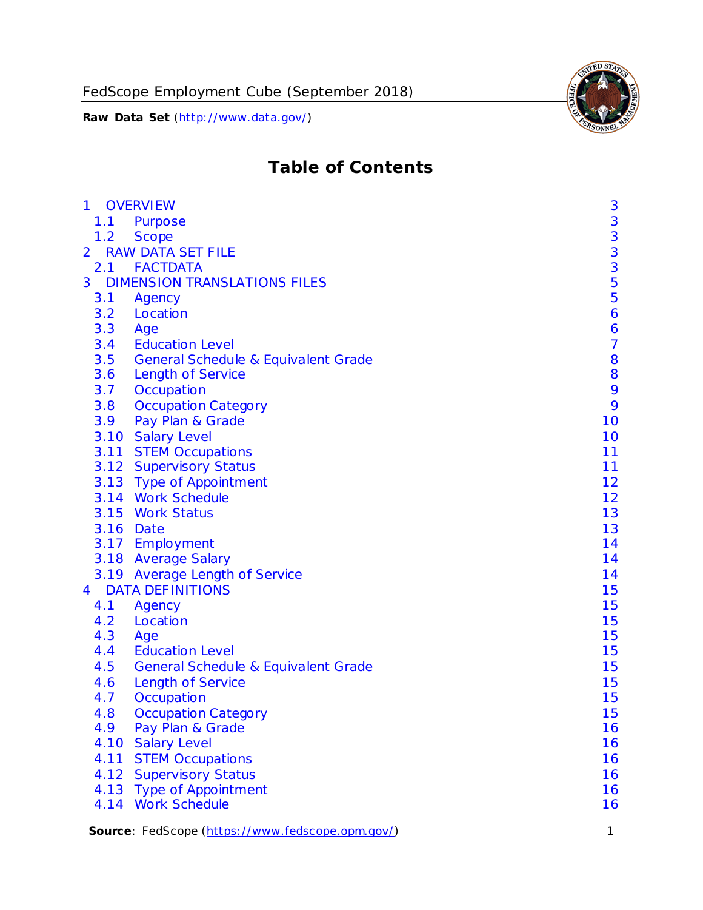# Table of Contents

- 1 OVERVIEW 3
  - 1.1 Purpose 3
  - 1.2 Scope 3
- 2 RAW DATA SET FILE 3
  - 2.1 FACTDATA 3
- 3 DIMENSION TRANSLATIONS FILES 5
  - 3.1 Agency 5
  - 3.2 Location 6
  - 3.3 Age 6
  - 3.4 Education Level 7
  - 3.5 General Schedule & Equivalent Grade 8
  - 3.6 Length of Service 8
  - 3.7 Occupation 9
  - 3.8 Occupation Category 9
  - 3.9 Pay Plan & Grade 10
  - 3.10 Salary Level 10
  - 3.11 STEM Occupations 11
  - 3.12 Supervisory Status 11
  - 3.13 Type of Appointment 12
  - 3.14 Work Schedule 12
  - 3.15 Work Status 13
  - 3.16 Date 13
  - 3.17 Employment 14
  - 3.18 Average Salary 14
  - 3.19 Average Length of Service 14
- 4 DATA DEFINITIONS 15
  - 4.1 Agency 15
  - 4.2 Location 15
  - 4.3 Age 15
  - 4.4 Education Level 15
  - 4.5 General Schedule & Equivalent Grade 15
  - 4.6 Length of Service 15
  - 4.7 Occupation 15
  - 4.8 Occupation Category 15
  - 4.9 Pay Plan & Grade 16
  - 4.10 Salary Level 16
  - 4.11 STEM Occupations 16
  - 4.12 Supervisory Status 16
  - 4.13 Type of Appointment 16
  - 4.14 Work Schedule 16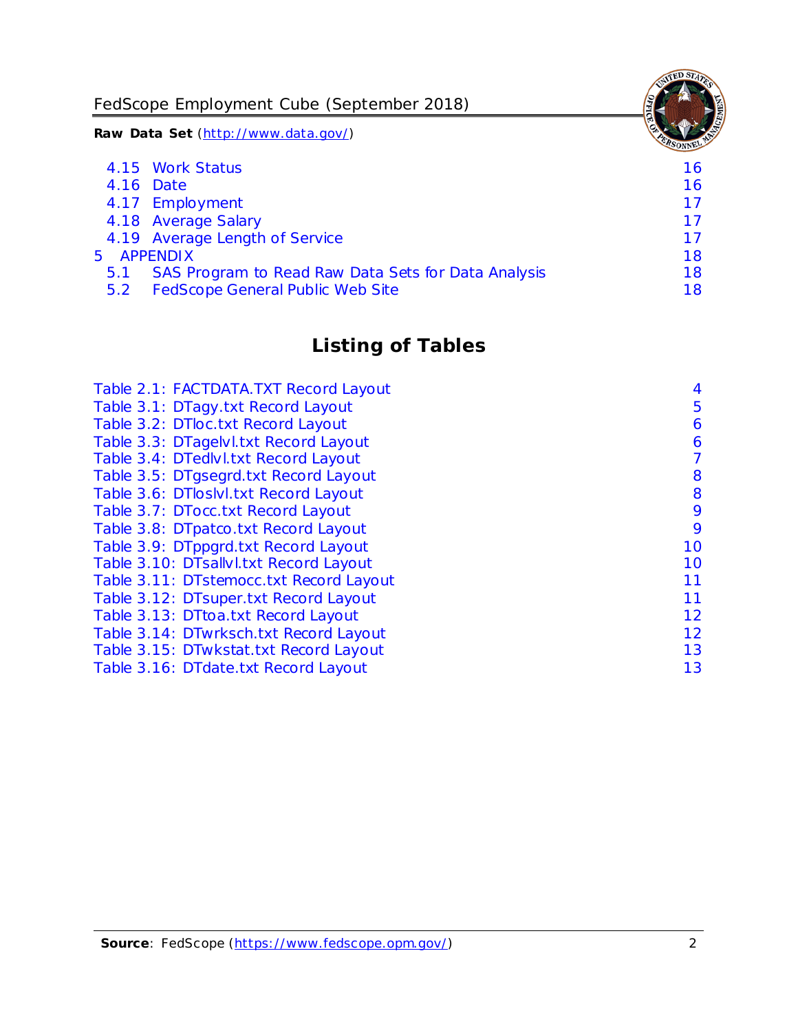4.15 Work Status 16
4.16 Date 16
4.17 Employment 17
4.18 Average Salary 17
4.19 Average Length of Service 17
5 APPENDIX 18
5.1 SAS Program to Read Raw Data Sets for Data Analysis 18
5.2 FedScope General Public Web Site 18

## Listing of Tables

Table 2.1: FACTDATA.TXT Record Layout 4
Table 3.1: DTagy.txt Record Layout 5
Table 3.2: DTloc.txt Record Layout 6
Table 3.3: DTagelvl.txt Record Layout 6
Table 3.4: DTedlvl.txt Record Layout 7
Table 3.5: DTgsegrd.txt Record Layout 8
Table 3.6: DTloslvl.txt Record Layout 8
Table 3.7: DTocc.txt Record Layout 9
Table 3.8: DTpatco.txt Record Layout 9
Table 3.9: DTppgrd.txt Record Layout 10
Table 3.10: DTsallvl.txt Record Layout 10
Table 3.11: DTstemocc.txt Record Layout 11
Table 3.12: DTsuper.txt Record Layout 11
Table 3.13: DTtoa.txt Record Layout 12
Table 3.14: DTwrksch.txt Record Layout 12
Table 3.15: DTwkstat.txt Record Layout 13
Table 3.16: DTdate.txt Record Layout 13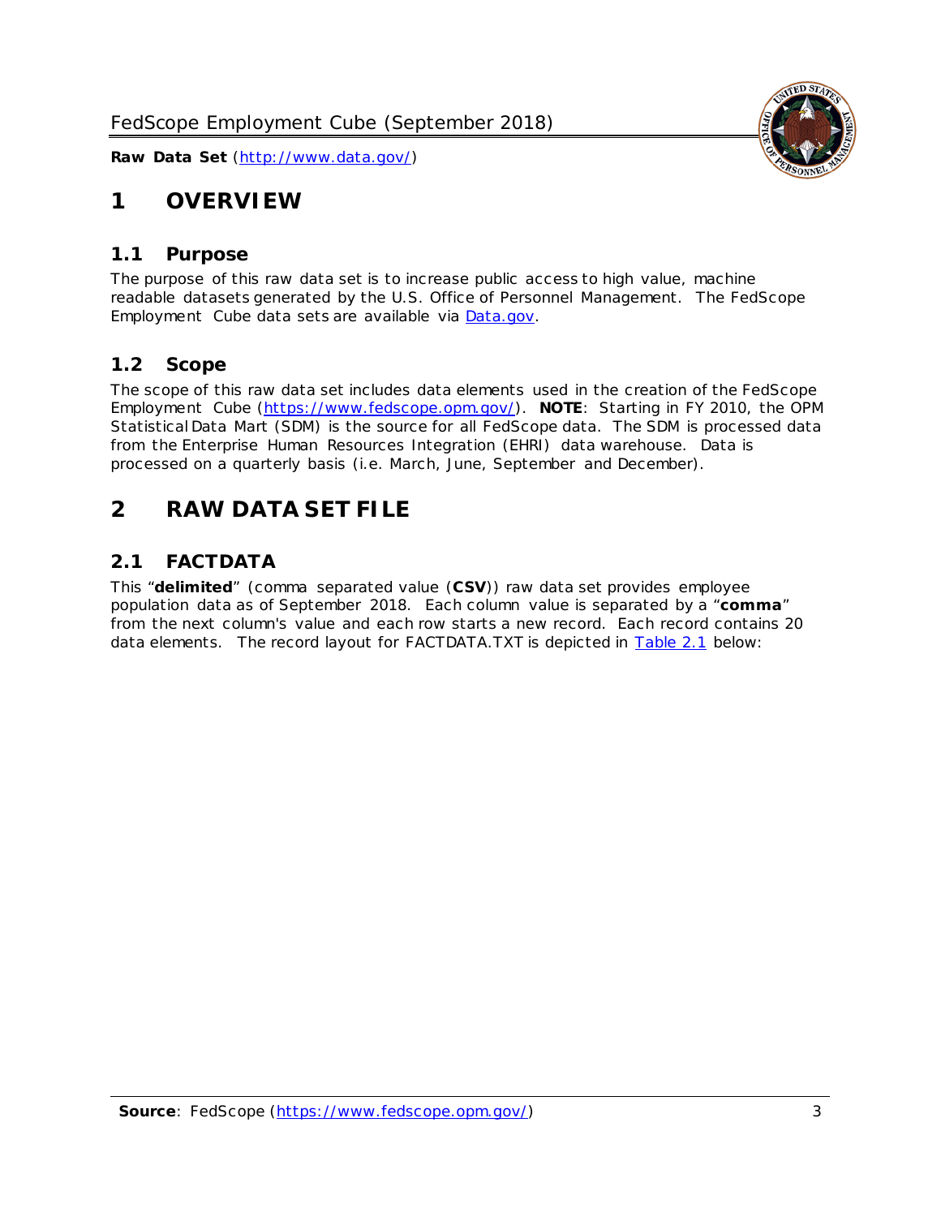# 1 OVERVIEW

## 1.1 Purpose

The purpose of this raw data set is to increase public access to high value, machine readable datasets generated by the U.S. Office of Personnel Management. The FedScope Employment Cube data sets are available via [Data.gov](http://www.data.gov/).

## 1.2 Scope

The scope of this raw data set includes data elements used in the creation of the FedScope Employment Cube ([https://www.fedscope.opm.gov/](https://www.fedscope.opm.gov/)). **NOTE**: Starting in FY 2010, the OPM Statistical Data Mart (SDM) is the source for all FedScope data. The SDM is processed data from the Enterprise Human Resources Integration (EHRI) data warehouse. Data is processed on a quarterly basis (i.e. March, June, September and December).

# 2 RAW DATA SET FILE

## 2.1 FACTDATA

This "**delimited**" (comma separated value (**CSV**)) raw data set provides employee population data as of September 2018. Each column value is separated by a "**comma**" from the next column's value and each row starts a new record. Each record contains 20 data elements. The record layout for FACTDATA.TXT is depicted in Table 2.1 below: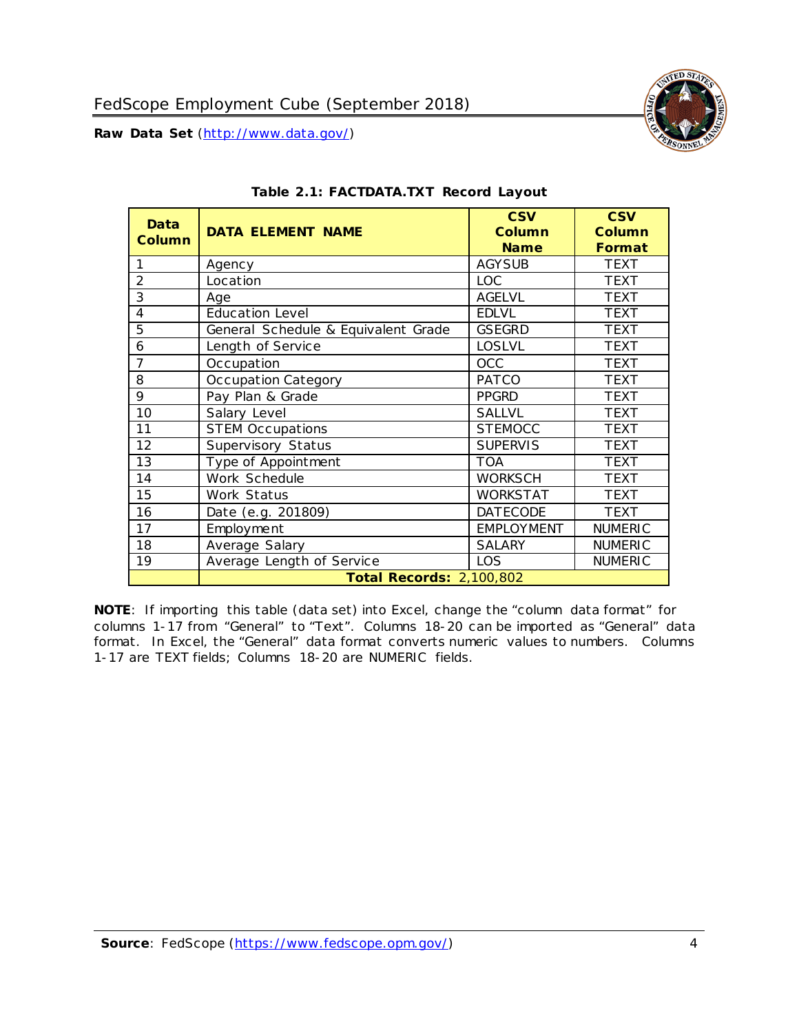### Table 2.1: FACTDATA.TXT Record Layout

| Data Column | DATA ELEMENT NAME | CSV Column Name | CSV Column Format |
|---|---|---|---|
| 1 | Agency | AGYSUB | TEXT |
| 2 | Location | LOC | TEXT |
| 3 | Age | AGELVL | TEXT |
| 4 | Education Level | EDLVL | TEXT |
| 5 | General Schedule & Equivalent Grade | GSEGRD | TEXT |
| 6 | Length of Service | LOSLVL | TEXT |
| 7 | Occupation | OCC | TEXT |
| 8 | Occupation Category | PATCO | TEXT |
| 9 | Pay Plan & Grade | PPGRD | TEXT |
| 10 | Salary Level | SALLVL | TEXT |
| 11 | STEM Occupations | STEMOCC | TEXT |
| 12 | Supervisory Status | SUPERVIS | TEXT |
| 13 | Type of Appointment | TOA | TEXT |
| 14 | Work Schedule | WORKSCH | TEXT |
| 15 | Work Status | WORKSTAT | TEXT |
| 16 | Date (e.g. 201809) | DATECODE | TEXT |
| 17 | Employment | EMPLOYMENT | NUMERIC |
| 18 | Average Salary | SALARY | NUMERIC |
| 19 | Average Length of Service | LOS | NUMERIC |
| | **Total Records:** 2,100,802 | | |

**NOTE**: If importing this table (data set) into Excel, change the "column data format" for columns 1-17 from "General" to "Text". Columns 18-20 can be imported as "General" data format. In Excel, the "General" data format converts numeric values to numbers. Columns 1-17 are TEXT fields; Columns 18-20 are NUMERIC fields.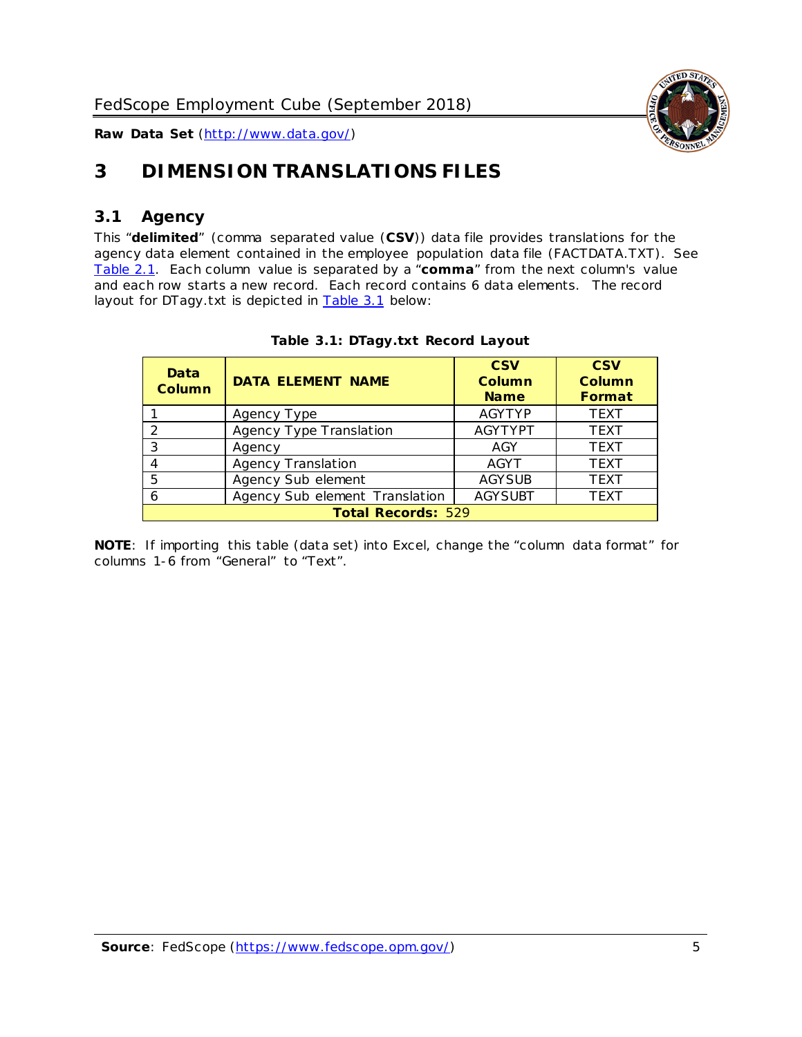# 3 DIMENSION TRANSLATIONS FILES

## 3.1 Agency

This "**delimited**" (comma separated value (**CSV**)) data file provides translations for the agency data element contained in the employee population data file (FACTDATA.TXT). See Table 2.1. Each column value is separated by a "**comma**" from the next column's value and each row starts a new record. Each record contains 6 data elements. The record layout for DTagy.txt is depicted in Table 3.1 below:

**Table 3.1: DTagy.txt Record Layout**

| Data Column | DATA ELEMENT NAME | CSV Column Name | CSV Column Format |
|---|---|---|---|
| 1 | Agency Type | AGYTYP | TEXT |
| 2 | Agency Type Translation | AGYTYPT | TEXT |
| 3 | Agency | AGY | TEXT |
| 4 | Agency Translation | AGYT | TEXT |
| 5 | Agency Sub element | AGYSUB | TEXT |
| 6 | Agency Sub element Translation | AGYSUBT | TEXT |
| **Total Records:** 529 | | | |

**NOTE**: If importing this table (data set) into Excel, change the "column data format" for columns 1-6 from "General" to "Text".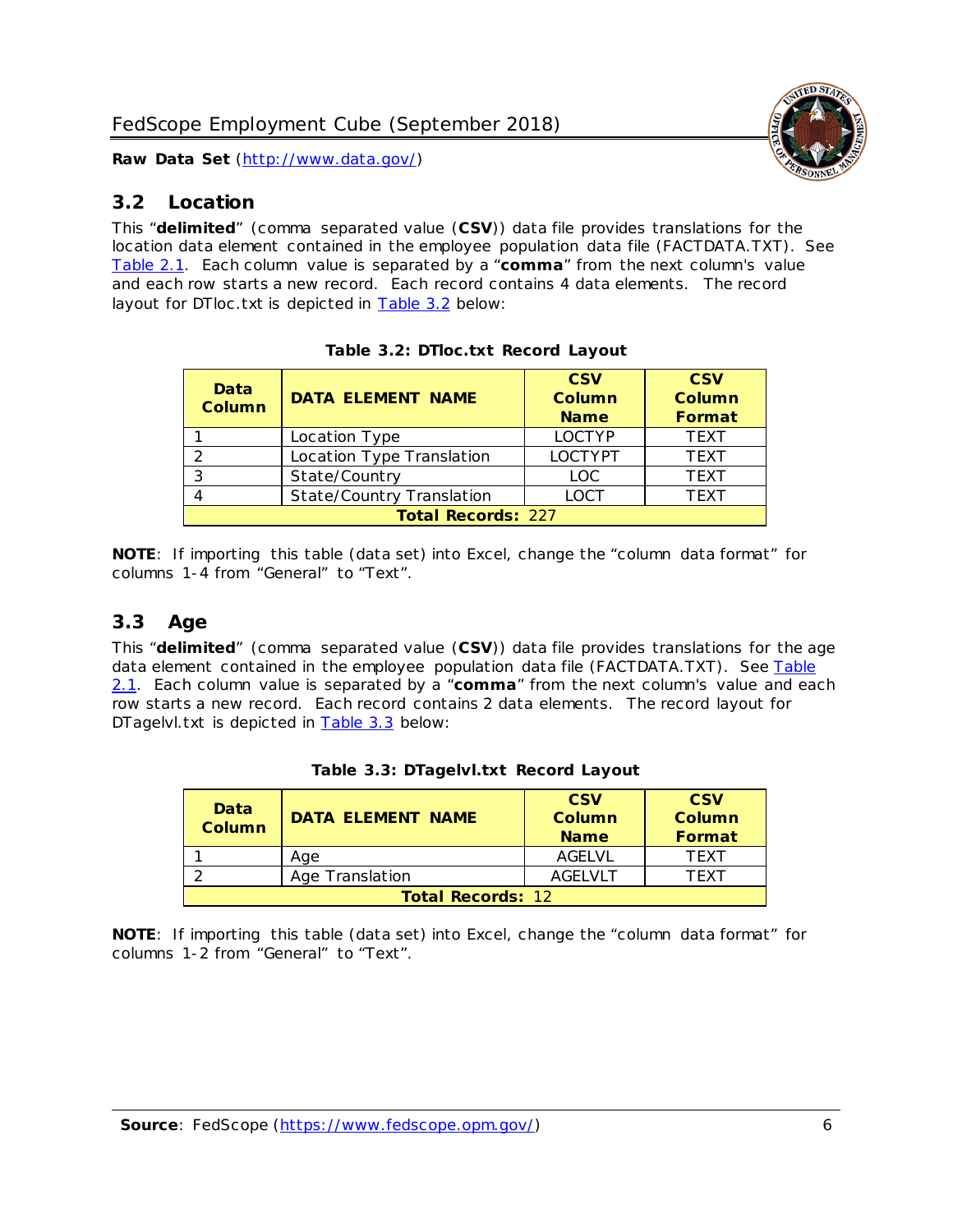## 3.2 Location

This "**delimited**" (comma separated value (**CSV**)) data file provides translations for the location data element contained in the employee population data file (FACTDATA.TXT). See Table 2.1. Each column value is separated by a "**comma**" from the next column's value and each row starts a new record. Each record contains 4 data elements. The record layout for DTloc.txt is depicted in Table 3.2 below:

**Table 3.2: DTloc.txt Record Layout**

| Data Column | DATA ELEMENT NAME | CSV Column Name | CSV Column Format |
|---|---|---|---|
| 1 | Location Type | LOCTYP | TEXT |
| 2 | Location Type Translation | LOCTYPT | TEXT |
| 3 | State/Country | LOC | TEXT |
| 4 | State/Country Translation | LOCT | TEXT |
| **Total Records:** 227 | | | |

**NOTE**: If importing this table (data set) into Excel, change the "column data format" for columns 1-4 from "General" to "Text".

## 3.3 Age

This "**delimited**" (comma separated value (**CSV**)) data file provides translations for the age data element contained in the employee population data file (FACTDATA.TXT). See Table 2.1. Each column value is separated by a "**comma**" from the next column's value and each row starts a new record. Each record contains 2 data elements. The record layout for DTagelvl.txt is depicted in Table 3.3 below:

**Table 3.3: DTagelvl.txt Record Layout**

| Data Column | DATA ELEMENT NAME | CSV Column Name | CSV Column Format |
|---|---|---|---|
| 1 | Age | AGELVL | TEXT |
| 2 | Age Translation | AGELVLT | TEXT |
| **Total Records:** 12 | | | |

**NOTE**: If importing this table (data set) into Excel, change the "column data format" for columns 1-2 from "General" to "Text".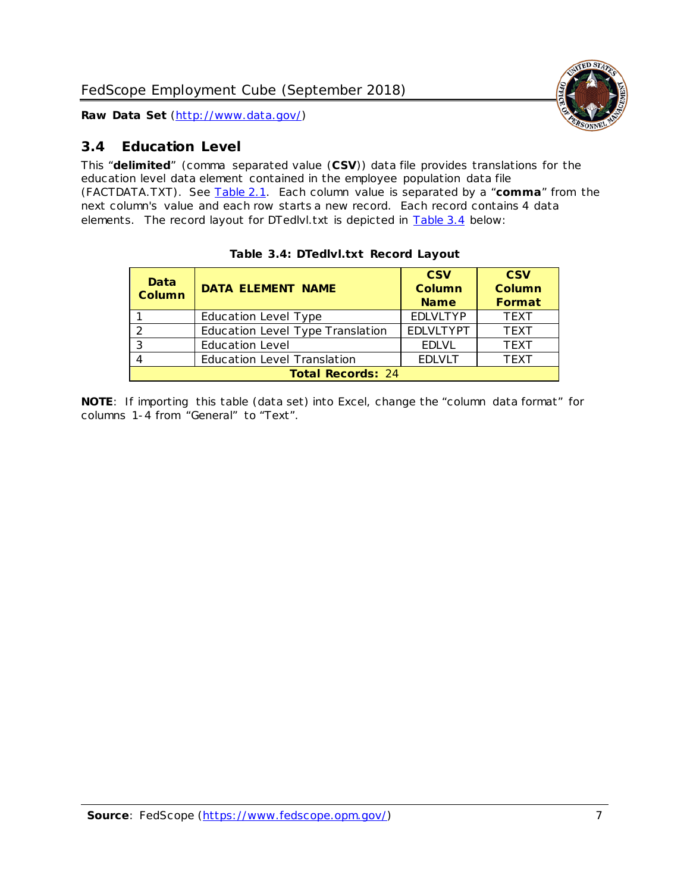## 3.4 Education Level

This "**delimited**" (comma separated value (**CSV**)) data file provides translations for the education level data element contained in the employee population data file (FACTDATA.TXT). See Table 2.1. Each column value is separated by a "**comma**" from the next column's value and each row starts a new record. Each record contains 4 data elements. The record layout for DTedlvl.txt is depicted in Table 3.4 below:

**Table 3.4: DTedlvl.txt Record Layout**

| Data Column | DATA ELEMENT NAME | CSV Column Name | CSV Column Format |
|---|---|---|---|
| 1 | Education Level Type | EDLVLTYP | TEXT |
| 2 | Education Level Type Translation | EDLVLTYPT | TEXT |
| 3 | Education Level | EDLVL | TEXT |
| 4 | Education Level Translation | EDLVLT | TEXT |
| **Total Records:** 24 | | | |

**NOTE**: If importing this table (data set) into Excel, change the "column data format" for columns 1-4 from "General" to "Text".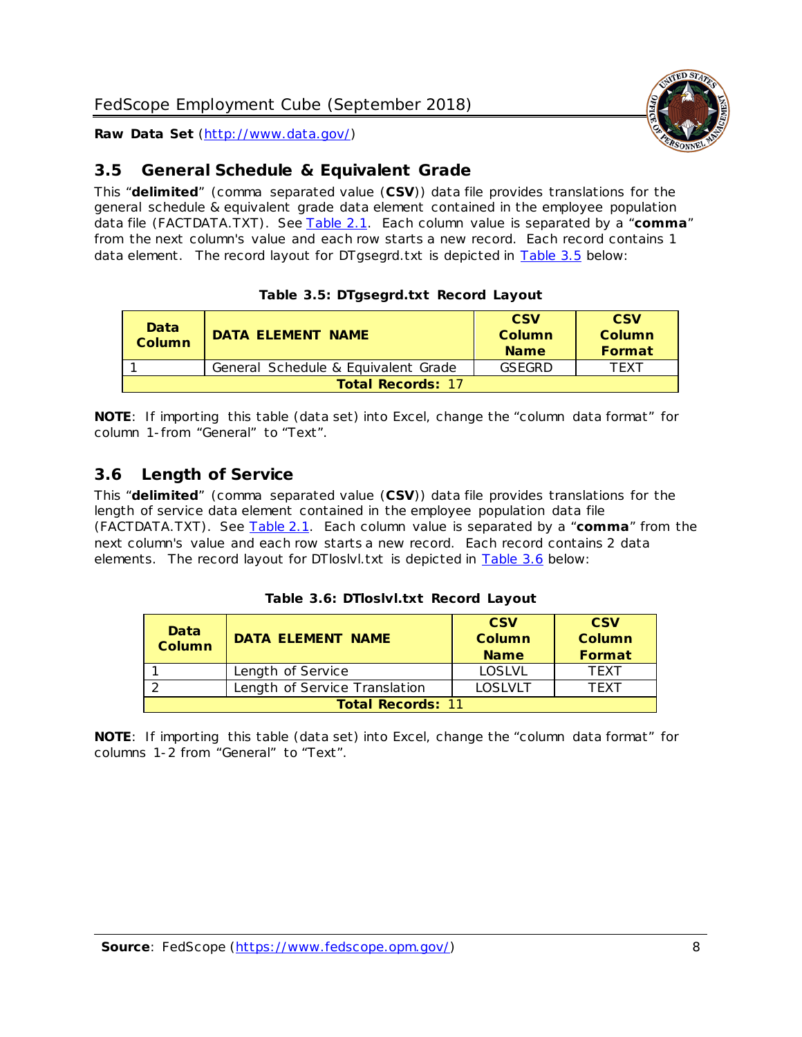## 3.5 General Schedule & Equivalent Grade

This "**delimited**" (comma separated value (**CSV**)) data file provides translations for the general schedule & equivalent grade data element contained in the employee population data file (FACTDATA.TXT). See Table 2.1. Each column value is separated by a "**comma**" from the next column's value and each row starts a new record. Each record contains 1 data element. The record layout for DTgsegrd.txt is depicted in Table 3.5 below:

**Table 3.5: DTgsegrd.txt Record Layout**

| Data Column | DATA ELEMENT NAME | CSV Column Name | CSV Column Format |
|---|---|---|---|
| 1 | General Schedule & Equivalent Grade | GSEGRD | TEXT |
| **Total Records:** 17 | | | |

**NOTE**: If importing this table (data set) into Excel, change the "column data format" for column 1-from "General" to "Text".

## 3.6 Length of Service

This "**delimited**" (comma separated value (**CSV**)) data file provides translations for the length of service data element contained in the employee population data file (FACTDATA.TXT). See Table 2.1. Each column value is separated by a "**comma**" from the next column's value and each row starts a new record. Each record contains 2 data elements. The record layout for DTloslvl.txt is depicted in Table 3.6 below:

**Table 3.6: DTloslvl.txt Record Layout**

| Data Column | DATA ELEMENT NAME | CSV Column Name | CSV Column Format |
|---|---|---|---|
| 1 | Length of Service | LOSLVL | TEXT |
| 2 | Length of Service Translation | LOSLVLT | TEXT |
| **Total Records:** 11 | | | |

**NOTE**: If importing this table (data set) into Excel, change the "column data format" for columns 1-2 from "General" to "Text".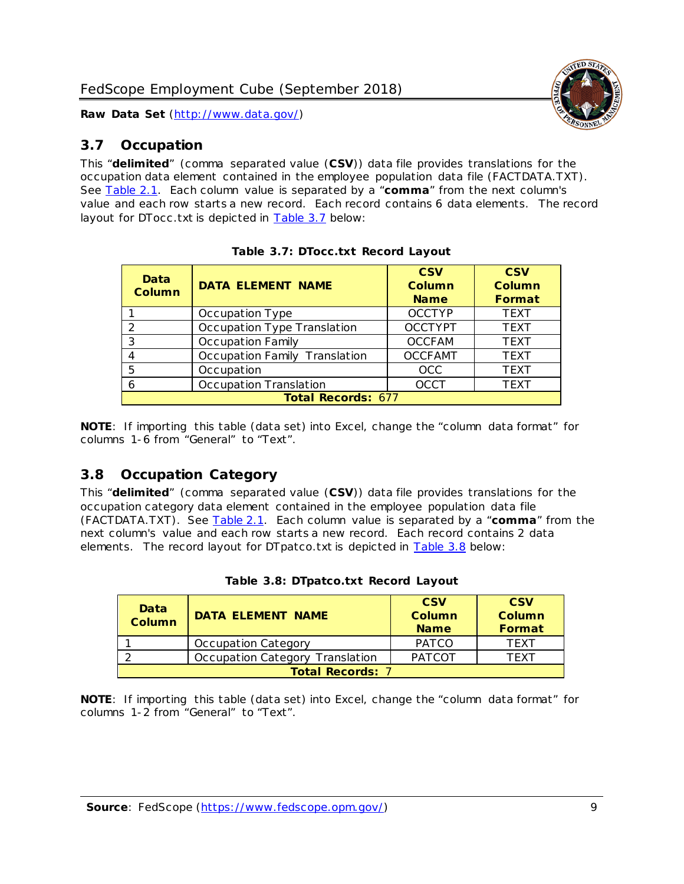## 3.7 Occupation

This "**delimited**" (comma separated value (**CSV**)) data file provides translations for the occupation data element contained in the employee population data file (FACTDATA.TXT). See Table 2.1. Each column value is separated by a "**comma**" from the next column's value and each row starts a new record. Each record contains 6 data elements. The record layout for DTocc.txt is depicted in Table 3.7 below:

**Table 3.7: DTocc.txt Record Layout**

| Data Column | DATA ELEMENT NAME | CSV Column Name | CSV Column Format |
|---|---|---|---|
| 1 | Occupation Type | OCCTYP | TEXT |
| 2 | Occupation Type Translation | OCCTYPT | TEXT |
| 3 | Occupation Family | OCCFAM | TEXT |
| 4 | Occupation Family Translation | OCCFAMT | TEXT |
| 5 | Occupation | OCC | TEXT |
| 6 | Occupation Translation | OCCT | TEXT |
| **Total Records:** 677 | | | |

**NOTE**: If importing this table (data set) into Excel, change the "column data format" for columns 1-6 from "General" to "Text".

## 3.8 Occupation Category

This "**delimited**" (comma separated value (**CSV**)) data file provides translations for the occupation category data element contained in the employee population data file (FACTDATA.TXT). See Table 2.1. Each column value is separated by a "**comma**" from the next column's value and each row starts a new record. Each record contains 2 data elements. The record layout for DTpatco.txt is depicted in Table 3.8 below:

**Table 3.8: DTpatco.txt Record Layout**

| Data Column | DATA ELEMENT NAME | CSV Column Name | CSV Column Format |
|---|---|---|---|
| 1 | Occupation Category | PATCO | TEXT |
| 2 | Occupation Category Translation | PATCOT | TEXT |
| **Total Records:** 7 | | | |

**NOTE**: If importing this table (data set) into Excel, change the "column data format" for columns 1-2 from "General" to "Text".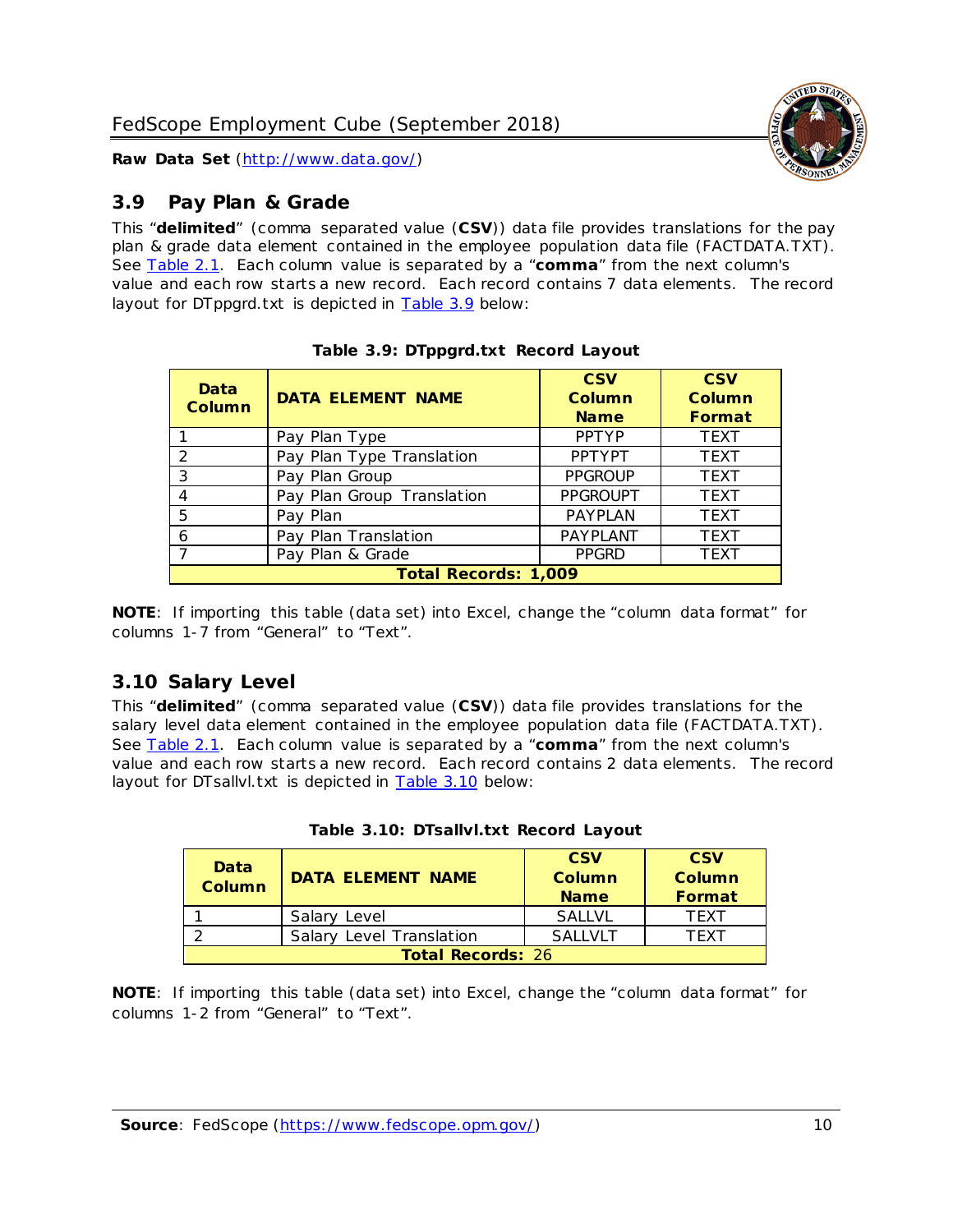## 3.9 Pay Plan & Grade

This "**delimited**" (comma separated value (**CSV**)) data file provides translations for the pay plan & grade data element contained in the employee population data file (FACTDATA.TXT). See Table 2.1. Each column value is separated by a "**comma**" from the next column's value and each row starts a new record. Each record contains 7 data elements. The record layout for DTppgrd.txt is depicted in Table 3.9 below:

**Table 3.9: DTppgrd.txt Record Layout**

| Data Column | DATA ELEMENT NAME | CSV Column Name | CSV Column Format |
|---|---|---|---|
| 1 | Pay Plan Type | PPTYP | TEXT |
| 2 | Pay Plan Type Translation | PPTYPT | TEXT |
| 3 | Pay Plan Group | PPGROUP | TEXT |
| 4 | Pay Plan Group Translation | PPGROUPT | TEXT |
| 5 | Pay Plan | PAYPLAN | TEXT |
| 6 | Pay Plan Translation | PAYPLANT | TEXT |
| 7 | Pay Plan & Grade | PPGRD | TEXT |
| **Total Records: 1,009** | | | |

**NOTE**: If importing this table (data set) into Excel, change the "column data format" for columns 1-7 from "General" to "Text".

## 3.10 Salary Level

This "**delimited**" (comma separated value (**CSV**)) data file provides translations for the salary level data element contained in the employee population data file (FACTDATA.TXT). See Table 2.1. Each column value is separated by a "**comma**" from the next column's value and each row starts a new record. Each record contains 2 data elements. The record layout for DTsallvl.txt is depicted in Table 3.10 below:

**Table 3.10: DTsallvl.txt Record Layout**

| Data Column | DATA ELEMENT NAME | CSV Column Name | CSV Column Format |
|---|---|---|---|
| 1 | Salary Level | SALLVL | TEXT |
| 2 | Salary Level Translation | SALLVLT | TEXT |
| **Total Records:** 26 | | | |

**NOTE**: If importing this table (data set) into Excel, change the "column data format" for columns 1-2 from "General" to "Text".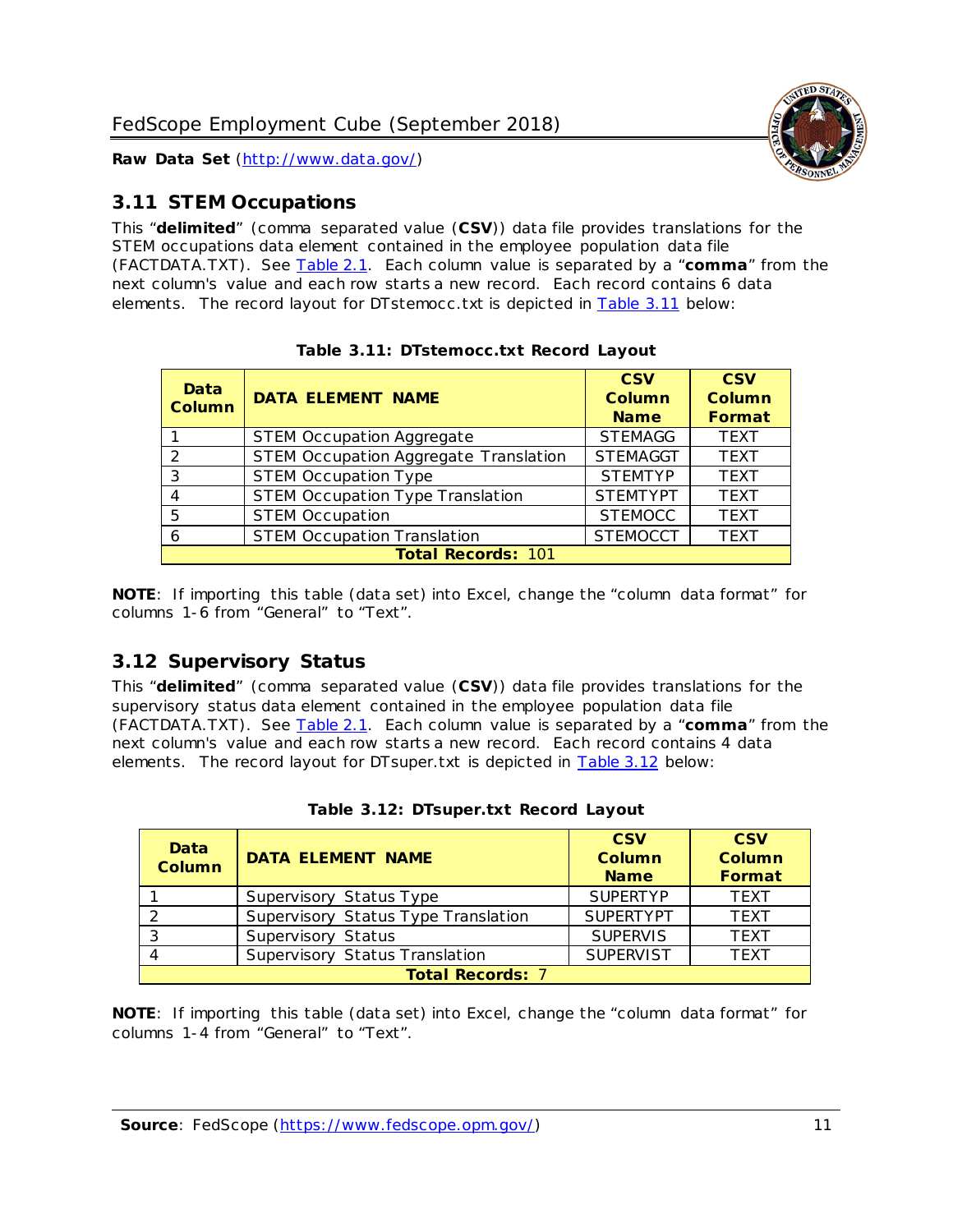## 3.11 STEM Occupations

This "**delimited**" (comma separated value (**CSV**)) data file provides translations for the STEM occupations data element contained in the employee population data file (FACTDATA.TXT). See Table 2.1. Each column value is separated by a "**comma**" from the next column's value and each row starts a new record. Each record contains 6 data elements. The record layout for DTstemocc.txt is depicted in Table 3.11 below:

**Table 3.11: DTstemocc.txt Record Layout**

| Data Column | DATA ELEMENT NAME | CSV Column Name | CSV Column Format |
|---|---|---|---|
| 1 | STEM Occupation Aggregate | STEMAGG | TEXT |
| 2 | STEM Occupation Aggregate Translation | STEMAGGT | TEXT |
| 3 | STEM Occupation Type | STEMTYP | TEXT |
| 4 | STEM Occupation Type Translation | STEMTYPT | TEXT |
| 5 | STEM Occupation | STEMOCC | TEXT |
| 6 | STEM Occupation Translation | STEMOCCT | TEXT |
| **Total Records: 101** | | | |

**NOTE**: If importing this table (data set) into Excel, change the "column data format" for columns 1-6 from "General" to "Text".

## 3.12 Supervisory Status

This "**delimited**" (comma separated value (**CSV**)) data file provides translations for the supervisory status data element contained in the employee population data file (FACTDATA.TXT). See Table 2.1. Each column value is separated by a "**comma**" from the next column's value and each row starts a new record. Each record contains 4 data elements. The record layout for DTsuper.txt is depicted in Table 3.12 below:

**Table 3.12: DTsuper.txt Record Layout**

| Data Column | DATA ELEMENT NAME | CSV Column Name | CSV Column Format |
|---|---|---|---|
| 1 | Supervisory Status Type | SUPERTYP | TEXT |
| 2 | Supervisory Status Type Translation | SUPERTYPT | TEXT |
| 3 | Supervisory Status | SUPERVIS | TEXT |
| 4 | Supervisory Status Translation | SUPERVIST | TEXT |
| **Total Records: 7** | | | |

**NOTE**: If importing this table (data set) into Excel, change the "column data format" for columns 1-4 from "General" to "Text".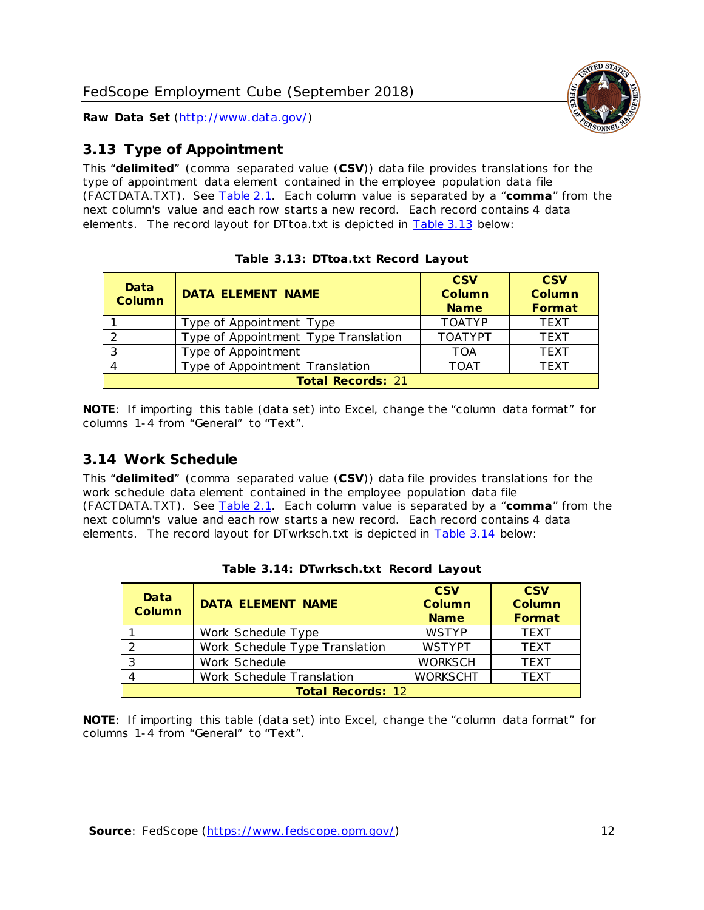## 3.13 Type of Appointment

This "**delimited**" (comma separated value (**CSV**)) data file provides translations for the type of appointment data element contained in the employee population data file (FACTDATA.TXT). See [Table 2.1](). Each column value is separated by a "**comma**" from the next column's value and each row starts a new record. Each record contains 4 data elements. The record layout for DTtoa.txt is depicted in [Table 3.13]() below:

**Table 3.13: DTtoa.txt Record Layout**

| Data Column | DATA ELEMENT NAME | CSV Column Name | CSV Column Format |
|---|---|---|---|
| 1 | Type of Appointment Type | TOATYP | TEXT |
| 2 | Type of Appointment Type Translation | TOATYPT | TEXT |
| 3 | Type of Appointment | TOA | TEXT |
| 4 | Type of Appointment Translation | TOAT | TEXT |
| **Total Records:** 21 | | | |

**NOTE**: If importing this table (data set) into Excel, change the "column data format" for columns 1-4 from "General" to "Text".

## 3.14 Work Schedule

This "**delimited**" (comma separated value (**CSV**)) data file provides translations for the work schedule data element contained in the employee population data file (FACTDATA.TXT). See [Table 2.1](). Each column value is separated by a "**comma**" from the next column's value and each row starts a new record. Each record contains 4 data elements. The record layout for DTwrksch.txt is depicted in [Table 3.14]() below:

**Table 3.14: DTwrksch.txt Record Layout**

| Data Column | DATA ELEMENT NAME | CSV Column Name | CSV Column Format |
|---|---|---|---|
| 1 | Work Schedule Type | WSTYP | TEXT |
| 2 | Work Schedule Type Translation | WSTYPT | TEXT |
| 3 | Work Schedule | WORKSCH | TEXT |
| 4 | Work Schedule Translation | WORKSCHT | TEXT |
| **Total Records:** 12 | | | |

**NOTE**: If importing this table (data set) into Excel, change the "column data format" for columns 1-4 from "General" to "Text".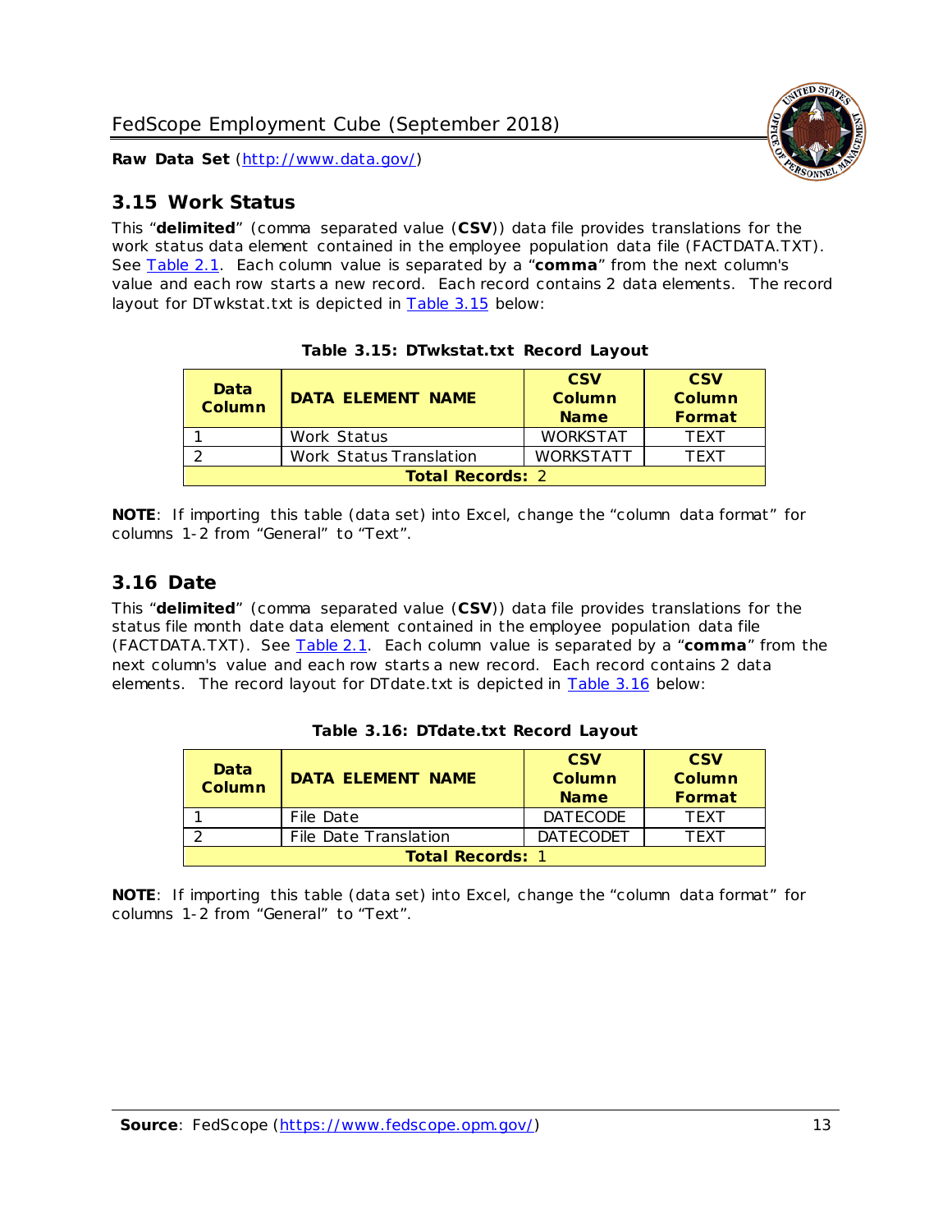## 3.15 Work Status

This “**delimited**” (comma separated value (**CSV**)) data file provides translations for the work status data element contained in the employee population data file (FACTDATA.TXT). See Table 2.1. Each column value is separated by a “**comma**” from the next column's value and each row starts a new record. Each record contains 2 data elements. The record layout for DTwkstat.txt is depicted in Table 3.15 below:

**Table 3.15: DTwkstat.txt Record Layout**

| Data Column | DATA ELEMENT NAME | CSV Column Name | CSV Column Format |
|---|---|---|---|
| 1 | Work Status | WORKSTAT | TEXT |
| 2 | Work Status Translation | WORKSTATT | TEXT |
| **Total Records:** 2 | | | |

**NOTE**: If importing this table (data set) into Excel, change the “column data format” for columns 1-2 from “General” to “Text”.

## 3.16 Date

This “**delimited**” (comma separated value (**CSV**)) data file provides translations for the status file month date data element contained in the employee population data file (FACTDATA.TXT). See Table 2.1. Each column value is separated by a “**comma**” from the next column's value and each row starts a new record. Each record contains 2 data elements. The record layout for DTdate.txt is depicted in Table 3.16 below:

**Table 3.16: DTdate.txt Record Layout**

| Data Column | DATA ELEMENT NAME | CSV Column Name | CSV Column Format |
|---|---|---|---|
| 1 | File Date | DATECODE | TEXT |
| 2 | File Date Translation | DATECODET | TEXT |
| **Total Records:** 1 | | | |

**NOTE**: If importing this table (data set) into Excel, change the “column data format” for columns 1-2 from “General” to “Text”.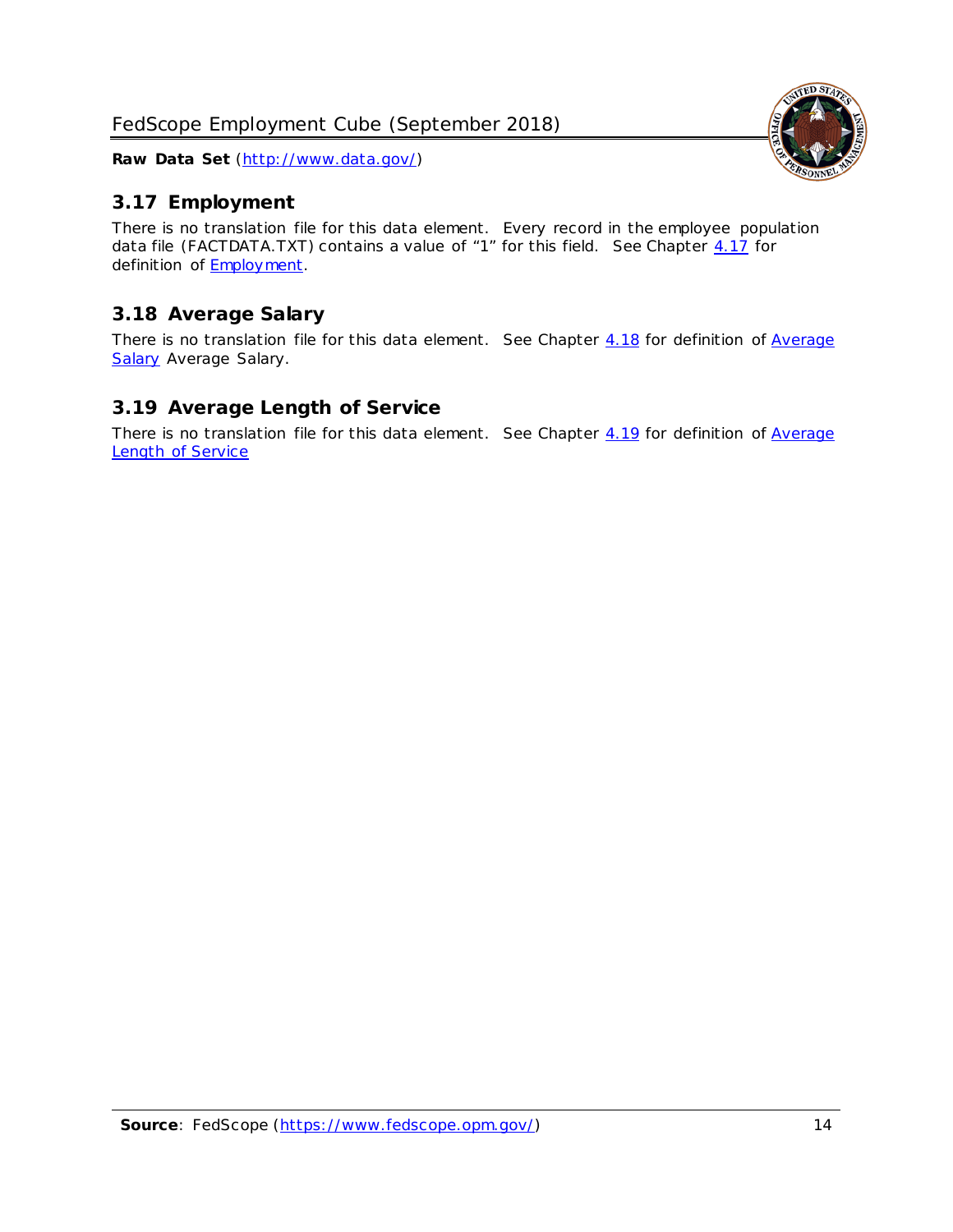## 3.17 Employment

There is no translation file for this data element. Every record in the employee population data file (FACTDATA.TXT) contains a value of "1" for this field. See Chapter 4.17 for definition of Employment.

## 3.18 Average Salary

There is no translation file for this data element. See Chapter 4.18 for definition of Average Salary Average Salary.

## 3.19 Average Length of Service

There is no translation file for this data element. See Chapter 4.19 for definition of Average Length of Service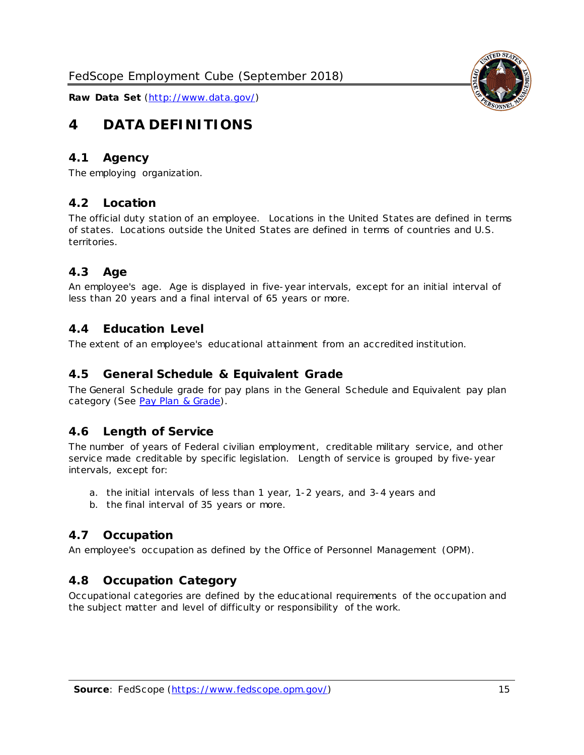# 4 DATA DEFINITIONS

## 4.1 Agency

The employing organization.

## 4.2 Location

The official duty station of an employee. Locations in the United States are defined in terms of states. Locations outside the United States are defined in terms of countries and U.S. territories.

## 4.3 Age

An employee's age. Age is displayed in five-year intervals, except for an initial interval of less than 20 years and a final interval of 65 years or more.

## 4.4 Education Level

The extent of an employee's educational attainment from an accredited institution.

## 4.5 General Schedule & Equivalent Grade

The General Schedule grade for pay plans in the General Schedule and Equivalent pay plan category (See [Pay Plan & Grade](#)).

## 4.6 Length of Service

The number of years of Federal civilian employment, creditable military service, and other service made creditable by specific legislation. Length of service is grouped by five-year intervals, except for:

a. the initial intervals of less than 1 year, 1-2 years, and 3-4 years and
b. the final interval of 35 years or more.

## 4.7 Occupation

An employee's occupation as defined by the Office of Personnel Management (OPM).

## 4.8 Occupation Category

Occupational categories are defined by the educational requirements of the occupation and the subject matter and level of difficulty or responsibility of the work.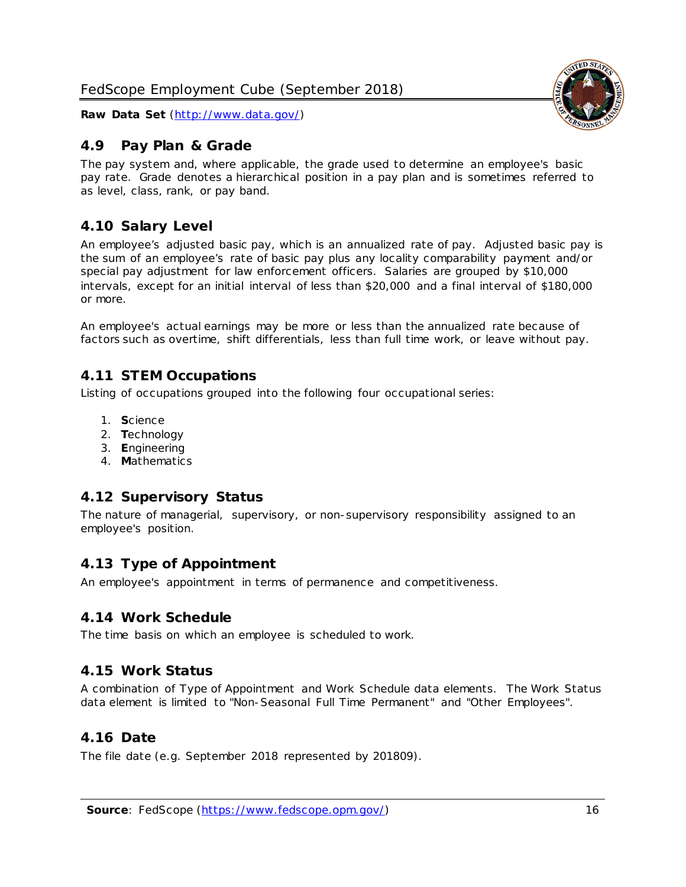## 4.9 Pay Plan & Grade

The pay system and, where applicable, the grade used to determine an employee's basic pay rate. Grade denotes a hierarchical position in a pay plan and is sometimes referred to as level, class, rank, or pay band.

## 4.10 Salary Level

An employee's adjusted basic pay, which is an annualized rate of pay. Adjusted basic pay is the sum of an employee's rate of basic pay plus any locality comparability payment and/or special pay adjustment for law enforcement officers. Salaries are grouped by $10,000 intervals, except for an initial interval of less than $20,000 and a final interval of $180,000 or more.

An employee's actual earnings may be more or less than the annualized rate because of factors such as overtime, shift differentials, less than full time work, or leave without pay.

## 4.11 STEM Occupations

Listing of occupations grouped into the following four occupational series:

1. **S**cience
2. **T**echnology
3. **E**ngineering
4. **M**athematics

## 4.12 Supervisory Status

The nature of managerial, supervisory, or non-supervisory responsibility assigned to an employee's position.

## 4.13 Type of Appointment

An employee's appointment in terms of permanence and competitiveness.

## 4.14 Work Schedule

The time basis on which an employee is scheduled to work.

## 4.15 Work Status

A combination of Type of Appointment and Work Schedule data elements. The Work Status data element is limited to "Non-Seasonal Full Time Permanent" and "Other Employees".

## 4.16 Date

The file date (e.g. September 2018 represented by 201809).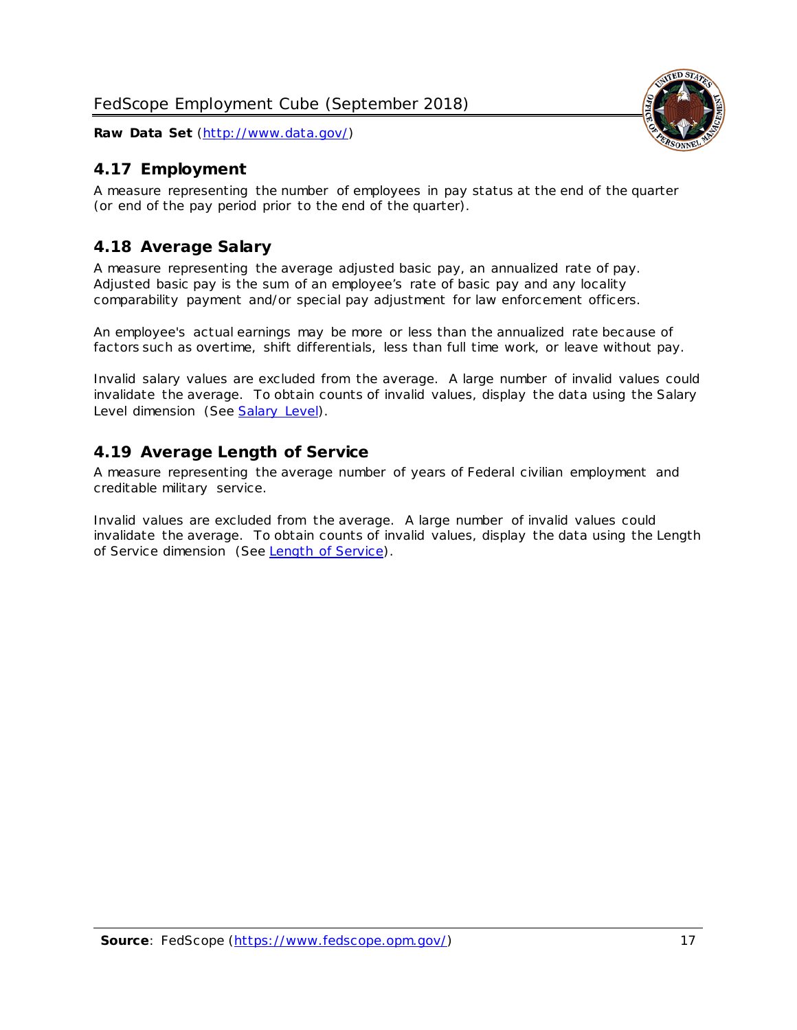## 4.17 Employment

A measure representing the number of employees in pay status at the end of the quarter (or end of the pay period prior to the end of the quarter).

## 4.18 Average Salary

A measure representing the average adjusted basic pay, an annualized rate of pay. Adjusted basic pay is the sum of an employee's rate of basic pay and any locality comparability payment and/or special pay adjustment for law enforcement officers.

An employee's actual earnings may be more or less than the annualized rate because of factors such as overtime, shift differentials, less than full time work, or leave without pay.

Invalid salary values are excluded from the average. A large number of invalid values could invalidate the average. To obtain counts of invalid values, display the data using the Salary Level dimension (See Salary Level).

## 4.19 Average Length of Service

A measure representing the average number of years of Federal civilian employment and creditable military service.

Invalid values are excluded from the average. A large number of invalid values could invalidate the average. To obtain counts of invalid values, display the data using the Length of Service dimension (See Length of Service).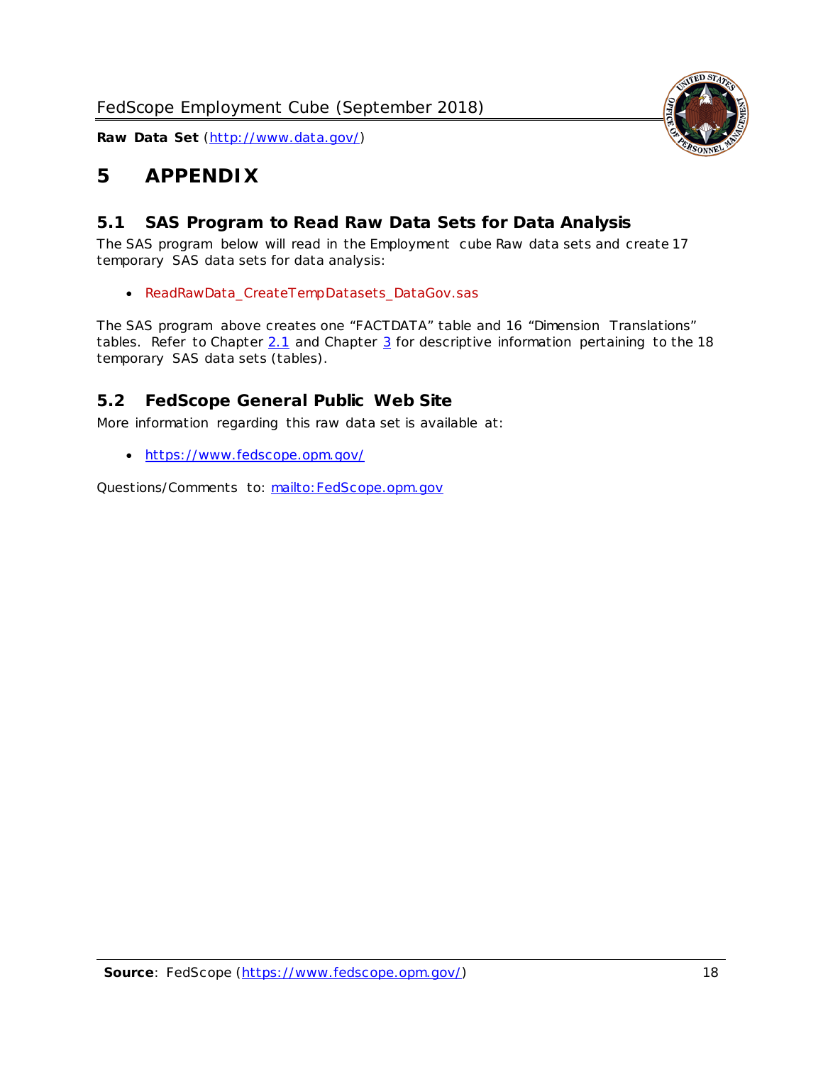# 5 APPENDIX

## 5.1 SAS Program to Read Raw Data Sets for Data Analysis

The SAS program below will read in the Employment cube Raw data sets and create 17 temporary SAS data sets for data analysis:

- ReadRawData_CreateTempDatasets_DataGov.sas

The SAS program above creates one "FACTDATA" table and 16 "Dimension Translations" tables. Refer to Chapter 2.1 and Chapter 3 for descriptive information pertaining to the 18 temporary SAS data sets (tables).

## 5.2 FedScope General Public Web Site

More information regarding this raw data set is available at:

- https://www.fedscope.opm.gov/

Questions/Comments to: mailto:FedScope.opm.gov